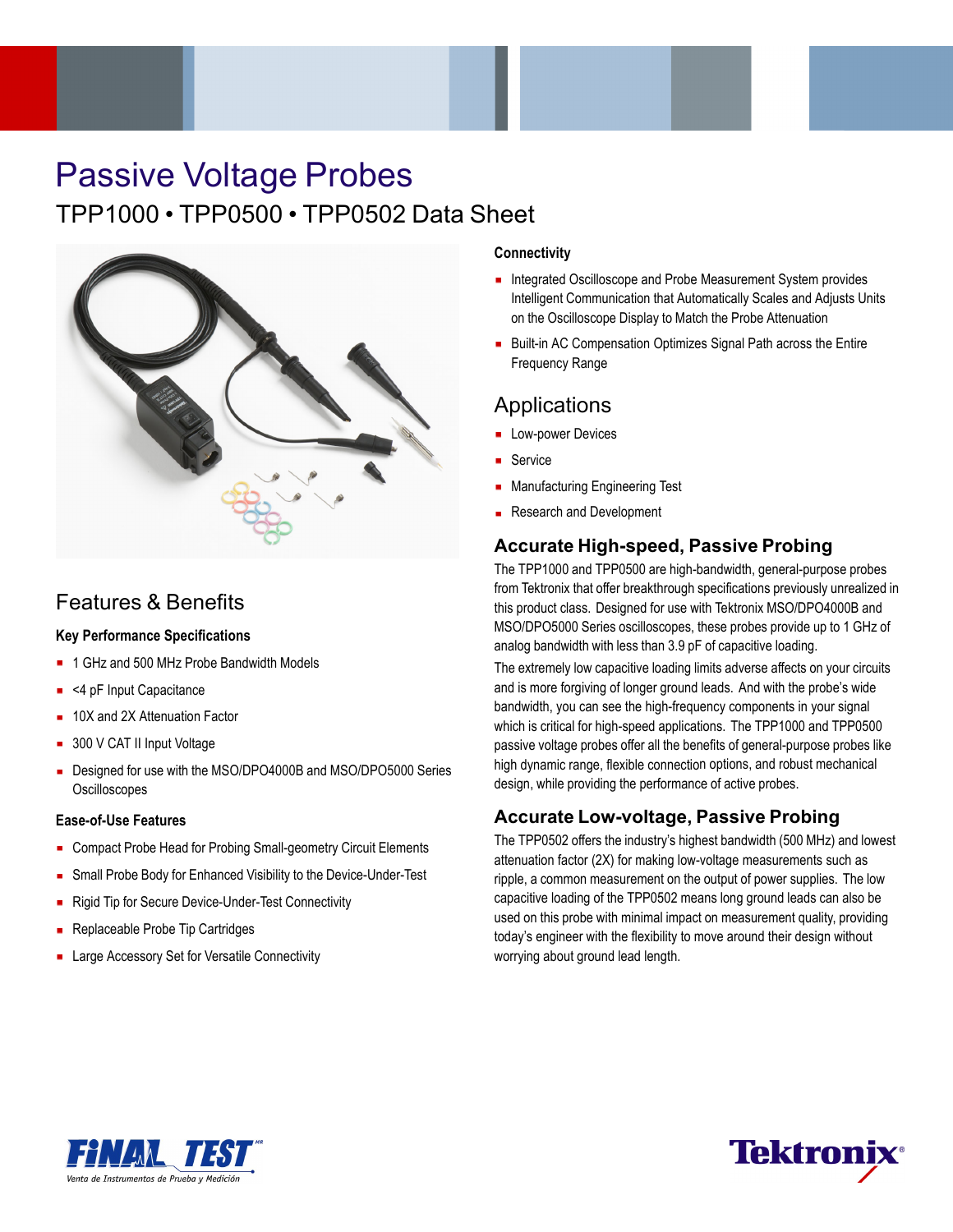# Passive Voltage Probes

## TPP1000 • TPP0500 • TPP0502 Data Sheet

## Features & Benefits

### Key Performance Specifications

- 1 GHz and 500 MHz Probe Bandwidth Models
- <4 pF Input Capacitance
- 10X and 2X Attenuation Factor
- 300 V CAT II Input Voltage
- Designed for use with the MSO/DPO4000B and MSO/DPO5000 Series Oscilloscopes

### Ease-of-Use Features

- Compact Probe Head for Probing Small-geometry Circuit Elements
- Small Probe Body for Enhanced Visibility to the Device-Under-Test
- Rigid Tip for Secure Device-Under-Test Connectivity
- Replaceable Probe Tip Cartridges
- Large Accessory Set for Versatile Connectivity

### Connectivity

- Integrated Oscilloscope and Probe Measurement System provides Intelligent Communication that Automatically Scales and Adjusts Units on the Oscilloscope Display to Match the Probe Attenuation
- Built-in AC Compensation Optimizes Signal Path across the Entire Frequency Range

## Applications

- Low-power Devices
- Service
- Manufacturing Engineering Test
- Research and Development

## Accurate High-speed, Passive Probing

The TPP1000 and TPP0500 are high-bandwidth, general-purpose probes from Tektronix that offer breakthrough specifications previously unrealized in this product class. Designed for use with Tektronix MSO/DPO4000B and MSO/DPO5000 Series oscilloscopes, these probes provide up to 1 GHz of analog bandwidth with less than 3.9 pF of capacitive loading.

The extremely low capacitive loading limits adverse affects on your circuits and is more forgiving of longer ground leads. And with the probe's wide bandwidth, you can see the high-frequency components in your signal which is critical for high-speed applications. The TPP1000 and TPP0500 passive voltage probes offer all the benefits of general-purpose probes like high dynamic range, flexible connection options, and robust mechanical design, while providing the performance of active probes.

## Accurate Low-voltage, Passive Probing

The TPP0502 offers the industry's highest bandwidth (500 MHz) and lowest attenuation factor (2X) for making low-voltage measurements such as ripple, a common measurement on the output of power supplies. The low capacitive loading of the TPP0502 means long ground leads can also be used on this probe with minimal impact on measurement quality, providing today's engineer with the flexibility to move around their design without worrying about ground lead length.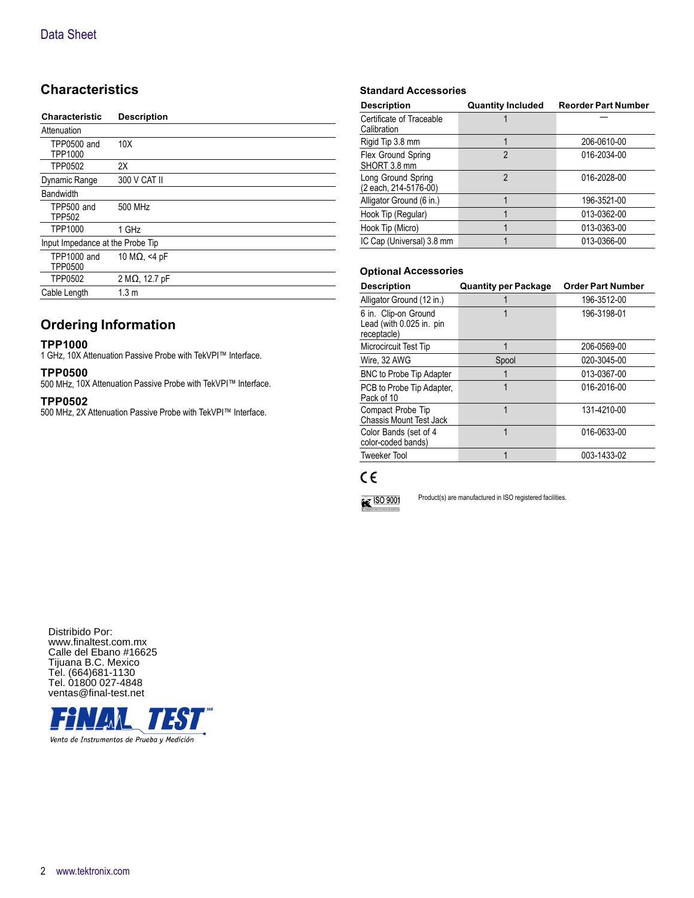## Characteristics

| Characteristic | Description |
|---|---|
| Attenuation | |
| TPP0500 and TPP1000 | 10X |
| TPP0502 | 2X |
| Dynamic Range | 300 V CAT II |
| Bandwidth | |
| TPP500 and TPP502 | 500 MHz |
| TPP1000 | 1 GHz |
| Input Impedance at the Probe Tip | |
| TPP1000 and TPP0500 | 10 MΩ, <4 pF |
| TPP0502 | 2 MΩ, 12.7 pF |
| Cable Length | 1.3 m |

## Ordering Information

### TPP1000

1 GHz, 10X Attenuation Passive Probe with TekVPI™ Interface.

### TPP0500

500 MHz, 10X Attenuation Passive Probe with TekVPI™ Interface.

### TPP0502

500 MHz, 2X Attenuation Passive Probe with TekVPI™ Interface.

### Standard Accessories

| Description | Quantity Included | Reorder Part Number |
|---|---|---|
| Certificate of Traceable Calibration | 1 | — |
| Rigid Tip 3.8 mm | 1 | 206-0610-00 |
| Flex Ground Spring SHORT 3.8 mm | 2 | 016-2034-00 |
| Long Ground Spring (2 each, 214-5176-00) | 2 | 016-2028-00 |
| Alligator Ground (6 in.) | 1 | 196-3521-00 |
| Hook Tip (Regular) | 1 | 013-0362-00 |
| Hook Tip (Micro) | 1 | 013-0363-00 |
| IC Cap (Universal) 3.8 mm | 1 | 013-0366-00 |

### Optional Accessories

| Description | Quantity per Package | Order Part Number |
|---|---|---|
| Alligator Ground (12 in.) | 1 | 196-3512-00 |
| 6 in. Clip-on Ground Lead (with 0.025 in. pin receptacle) | 1 | 196-3198-01 |
| Microcircuit Test Tip | 1 | 206-0569-00 |
| Wire, 32 AWG | Spool | 020-3045-00 |
| BNC to Probe Tip Adapter | 1 | 013-0367-00 |
| PCB to Probe Tip Adapter, Pack of 10 | 1 | 016-2016-00 |
| Compact Probe Tip Chassis Mount Test Jack | 1 | 131-4210-00 |
| Color Bands (set of 4 color-coded bands) | 1 | 016-0633-00 |
| Tweeker Tool | 1 | 003-1433-02 |

CE

ISO 9001

Product(s) are manufactured in ISO registered facilities.

Distribido Por:
www.finaltest.com.mx
Calle del Ebano #16625
Tijuana B.C. Mexico
Tel. (664)681-1130
Tel. 01800 027-4848
ventas@final-test.net

FiNAL TEST
Venta de Instrumentos de Prueba y Medición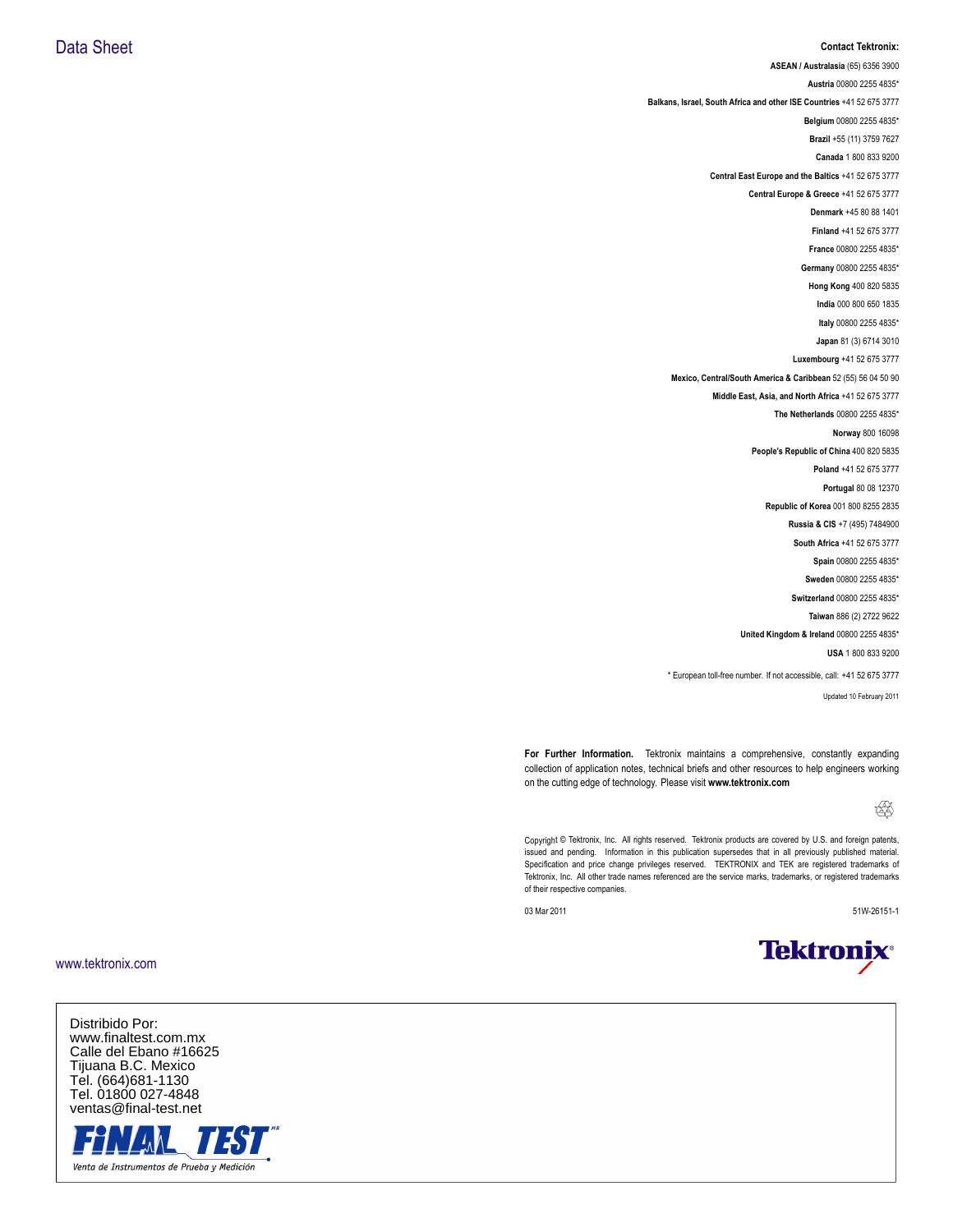**Contact Tektronix:**

**ASEAN / Australasia** (65) 6356 3900

**Austria** 00800 2255 4835*

**Balkans, Israel, South Africa and other ISE Countries** +41 52 675 3777

**Belgium** 00800 2255 4835*

**Brazil** +55 (11) 3759 7627

**Canada** 1 800 833 9200

**Central East Europe and the Baltics** +41 52 675 3777

**Central Europe & Greece** +41 52 675 3777

**Denmark** +45 80 88 1401

**Finland** +41 52 675 3777

**France** 00800 2255 4835*

**Germany** 00800 2255 4835*

**Hong Kong** 400 820 5835

**India** 000 800 650 1835

**Italy** 00800 2255 4835*

**Japan** 81 (3) 6714 3010

**Luxembourg** +41 52 675 3777

**Mexico, Central/South America & Caribbean** 52 (55) 56 04 50 90

**Middle East, Asia, and North Africa** +41 52 675 3777

**The Netherlands** 00800 2255 4835*

**Norway** 800 16098

**People's Republic of China** 400 820 5835

**Poland** +41 52 675 3777

**Portugal** 80 08 12370

**Republic of Korea** 001 800 8255 2835

**Russia & CIS** +7 (495) 7484900

**South Africa** +41 52 675 3777

**Spain** 00800 2255 4835*

**Sweden** 00800 2255 4835*

**Switzerland** 00800 2255 4835*

**Taiwan** 886 (2) 2722 9622

**United Kingdom & Ireland** 00800 2255 4835*

**USA** 1 800 833 9200

* European toll-free number. If not accessible, call: +41 52 675 3777

Updated 10 February 2011

**For Further Information.** Tektronix maintains a comprehensive, constantly expanding collection of application notes, technical briefs and other resources to help engineers working on the cutting edge of technology. Please visit **www.tektronix.com**

Copyright © Tektronix, Inc. All rights reserved. Tektronix products are covered by U.S. and foreign patents, issued and pending. Information in this publication supersedes that in all previously published material. Specification and price change privileges reserved. TEKTRONIX and TEK are registered trademarks of Tektronix, Inc. All other trade names referenced are the service marks, trademarks, or registered trademarks of their respective companies.

03 Mar 2011

51W-26151-1

Tektronix®

www.tektronix.com

Distribido Por:
www.finaltest.com.mx
Calle del Ebano #16625
Tijuana B.C. Mexico
Tel. (664)681-1130
Tel. 01800 027-4848
ventas@final-test.net

FiNAL TEST MR
Venta de Instrumentos de Prueba y Medición